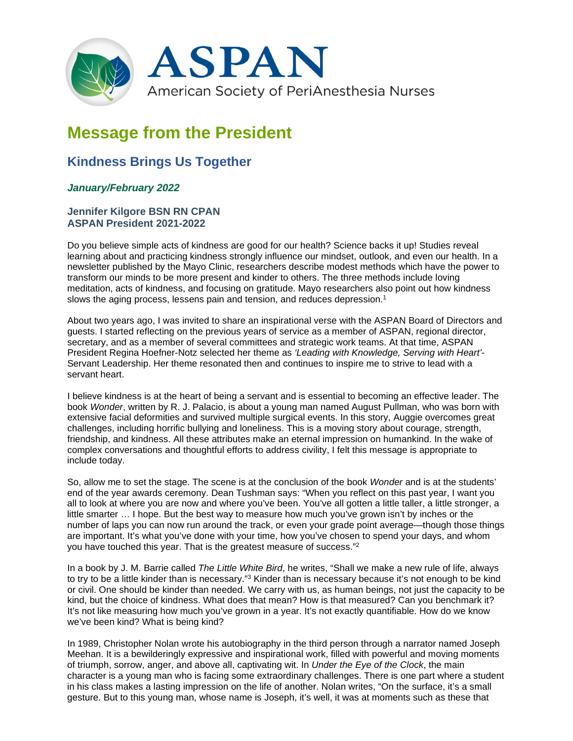# ASPAN

American Society of PeriAnesthesia Nurses

# Message from the President

## Kindness Brings Us Together

### *January/February 2022*

**Jennifer Kilgore BSN RN CPAN**
**ASPAN President 2021-2022**

Do you believe simple acts of kindness are good for our health? Science backs it up! Studies reveal learning about and practicing kindness strongly influence our mindset, outlook, and even our health. In a newsletter published by the Mayo Clinic, researchers describe modest methods which have the power to transform our minds to be more present and kinder to others. The three methods include loving meditation, acts of kindness, and focusing on gratitude. Mayo researchers also point out how kindness slows the aging process, lessens pain and tension, and reduces depression.[1]

About two years ago, I was invited to share an inspirational verse with the ASPAN Board of Directors and guests. I started reflecting on the previous years of service as a member of ASPAN, regional director, secretary, and as a member of several committees and strategic work teams. At that time, ASPAN President Regina Hoefner-Notz selected her theme as *'Leading with Knowledge, Serving with Heart'*- Servant Leadership. Her theme resonated then and continues to inspire me to strive to lead with a servant heart.

I believe kindness is at the heart of being a servant and is essential to becoming an effective leader. The book *Wonder*, written by R. J. Palacio, is about a young man named August Pullman, who was born with extensive facial deformities and survived multiple surgical events. In this story, Auggie overcomes great challenges, including horrific bullying and loneliness. This is a moving story about courage, strength, friendship, and kindness. All these attributes make an eternal impression on humankind. In the wake of complex conversations and thoughtful efforts to address civility, I felt this message is appropriate to include today.

So, allow me to set the stage. The scene is at the conclusion of the book *Wonder* and is at the students' end of the year awards ceremony. Dean Tushman says: "When you reflect on this past year, I want you all to look at where you are now and where you've been. You've all gotten a little taller, a little stronger, a little smarter … I hope. But the best way to measure how much you've grown isn't by inches or the number of laps you can now run around the track, or even your grade point average—though those things are important. It's what you've done with your time, how you've chosen to spend your days, and whom you have touched this year. That is the greatest measure of success."[2]

In a book by J. M. Barrie called *The Little White Bird*, he writes, "Shall we make a new rule of life, always to try to be a little kinder than is necessary."[3] Kinder than is necessary because it's not enough to be kind or civil. One should be kinder than needed. We carry with us, as human beings, not just the capacity to be kind, but the choice of kindness. What does that mean? How is that measured? Can you benchmark it? It's not like measuring how much you've grown in a year. It's not exactly quantifiable. How do we know we've been kind? What is being kind?

In 1989, Christopher Nolan wrote his autobiography in the third person through a narrator named Joseph Meehan. It is a bewilderingly expressive and inspirational work, filled with powerful and moving moments of triumph, sorrow, anger, and above all, captivating wit. In *Under the Eye of the Clock*, the main character is a young man who is facing some extraordinary challenges. There is one part where a student in his class makes a lasting impression on the life of another. Nolan writes, "On the surface, it's a small gesture. But to this young man, whose name is Joseph, it's well, it was at moments such as these that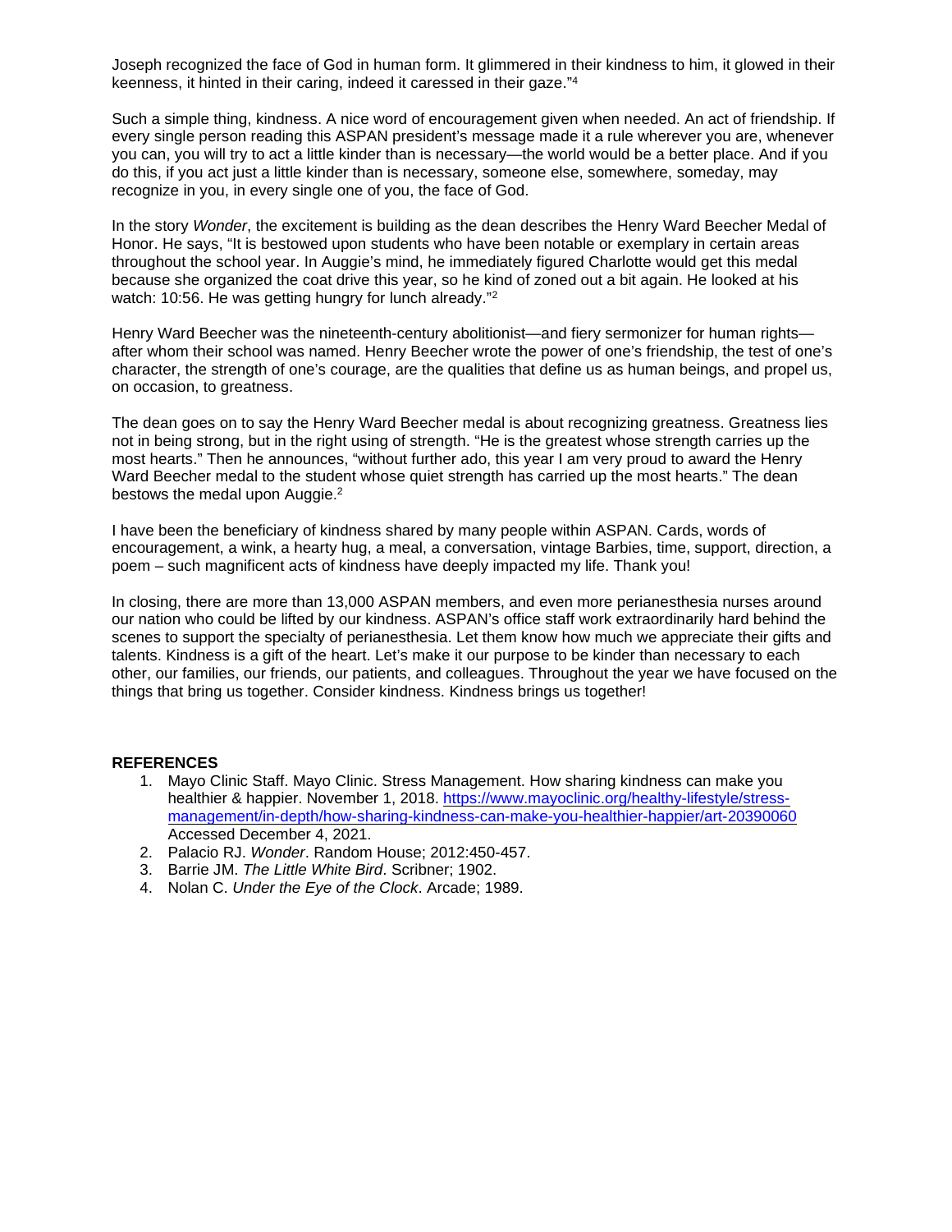Joseph recognized the face of God in human form. It glimmered in their kindness to him, it glowed in their keenness, it hinted in their caring, indeed it caressed in their gaze."[4]

Such a simple thing, kindness. A nice word of encouragement given when needed. An act of friendship. If every single person reading this ASPAN president's message made it a rule wherever you are, whenever you can, you will try to act a little kinder than is necessary—the world would be a better place. And if you do this, if you act just a little kinder than is necessary, someone else, somewhere, someday, may recognize in you, in every single one of you, the face of God.

In the story *Wonder*, the excitement is building as the dean describes the Henry Ward Beecher Medal of Honor. He says, "It is bestowed upon students who have been notable or exemplary in certain areas throughout the school year. In Auggie's mind, he immediately figured Charlotte would get this medal because she organized the coat drive this year, so he kind of zoned out a bit again. He looked at his watch: 10:56. He was getting hungry for lunch already."[2]

Henry Ward Beecher was the nineteenth-century abolitionist—and fiery sermonizer for human rights—after whom their school was named. Henry Beecher wrote the power of one's friendship, the test of one's character, the strength of one's courage, are the qualities that define us as human beings, and propel us, on occasion, to greatness.

The dean goes on to say the Henry Ward Beecher medal is about recognizing greatness. Greatness lies not in being strong, but in the right using of strength. "He is the greatest whose strength carries up the most hearts." Then he announces, "without further ado, this year I am very proud to award the Henry Ward Beecher medal to the student whose quiet strength has carried up the most hearts." The dean bestows the medal upon Auggie.[2]

I have been the beneficiary of kindness shared by many people within ASPAN. Cards, words of encouragement, a wink, a hearty hug, a meal, a conversation, vintage Barbies, time, support, direction, a poem – such magnificent acts of kindness have deeply impacted my life. Thank you!

In closing, there are more than 13,000 ASPAN members, and even more perianesthesia nurses around our nation who could be lifted by our kindness. ASPAN's office staff work extraordinarily hard behind the scenes to support the specialty of perianesthesia. Let them know how much we appreciate their gifts and talents. Kindness is a gift of the heart. Let's make it our purpose to be kinder than necessary to each other, our families, our friends, our patients, and colleagues. Throughout the year we have focused on the things that bring us together. Consider kindness. Kindness brings us together!

**REFERENCES**

1. Mayo Clinic Staff. Mayo Clinic. Stress Management. How sharing kindness can make you healthier & happier. November 1, 2018. https://www.mayoclinic.org/healthy-lifestyle/stress-management/in-depth/how-sharing-kindness-can-make-you-healthier-happier/art-20390060 Accessed December 4, 2021.
2. Palacio RJ. *Wonder*. Random House; 2012:450-457.
3. Barrie JM. *The Little White Bird*. Scribner; 1902.
4. Nolan C. *Under the Eye of the Clock*. Arcade; 1989.